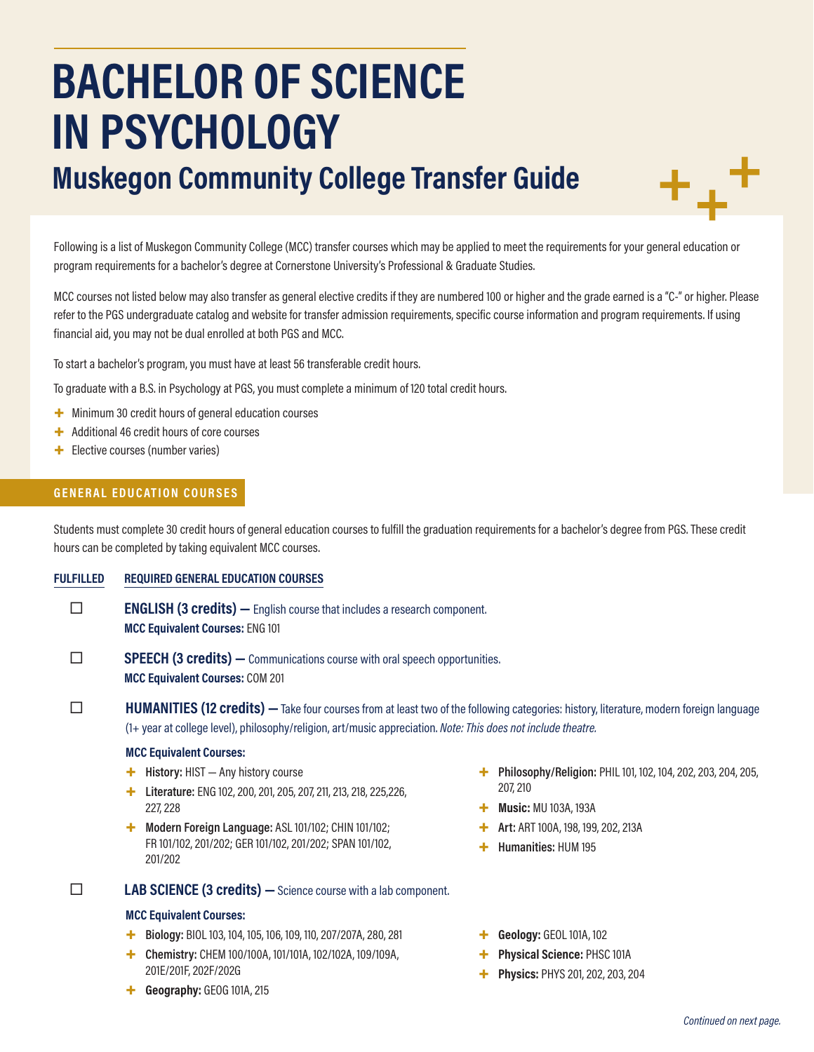# BACHELOR OF SCIENCE IN PSYCHOLOGY

## Muskegon Community College Transfer Guide

Following is a list of Muskegon Community College (MCC) transfer courses which may be applied to meet the requirements for your general education or program requirements for a bachelor's degree at Cornerstone University's Professional & Graduate Studies.

MCC courses not listed below may also transfer as general elective credits if they are numbered 100 or higher and the grade earned is a "C-" or higher. Please refer to the PGS undergraduate catalog and website for transfer admission requirements, specific course information and program requirements. If using financial aid, you may not be dual enrolled at both PGS and MCC.

To start a bachelor's program, you must have at least 56 transferable credit hours.

To graduate with a B.S. in Psychology at PGS, you must complete a minimum of 120 total credit hours.

- Minimum 30 credit hours of general education courses
- Additional 46 credit hours of core courses
- Elective courses (number varies)

### GENERAL EDUCATION COURSES

Students must complete 30 credit hours of general education courses to fulfill the graduation requirements for a bachelor's degree from PGS. These credit hours can be completed by taking equivalent MCC courses.

**FULFILLED** | **REQUIRED GENERAL EDUCATION COURSES**

☐ **ENGLISH (3 credits) —** English course that includes a research component.
**MCC Equivalent Courses:** ENG 101

☐ **SPEECH (3 credits) —** Communications course with oral speech opportunities.
**MCC Equivalent Courses:** COM 201

☐ **HUMANITIES (12 credits) —** Take four courses from at least two of the following categories: history, literature, modern foreign language (1+ year at college level), philosophy/religion, art/music appreciation. *Note: This does not include theatre.*

**MCC Equivalent Courses:**

- **History:** HIST — Any history course
- **Literature:** ENG 102, 200, 201, 205, 207, 211, 213, 218, 225,226, 227, 228
- **Modern Foreign Language:** ASL 101/102; CHIN 101/102; FR 101/102, 201/202; GER 101/102, 201/202; SPAN 101/102, 201/202
- **Philosophy/Religion:** PHIL 101, 102, 104, 202, 203, 204, 205, 207, 210
- **Music:** MU 103A, 193A
- **Art:** ART 100A, 198, 199, 202, 213A
- **Humanities:** HUM 195

☐ **LAB SCIENCE (3 credits) —** Science course with a lab component.

**MCC Equivalent Courses:**

- **Biology:** BIOL 103, 104, 105, 106, 109, 110, 207/207A, 280, 281
- **Chemistry:** CHEM 100/100A, 101/101A, 102/102A, 109/109A, 201E/201F, 202F/202G
- **Geography:** GEOG 101A, 215
- **Geology:** GEOL 101A, 102
- **Physical Science:** PHSC 101A
- **Physics:** PHYS 201, 202, 203, 204

*Continued on next page.*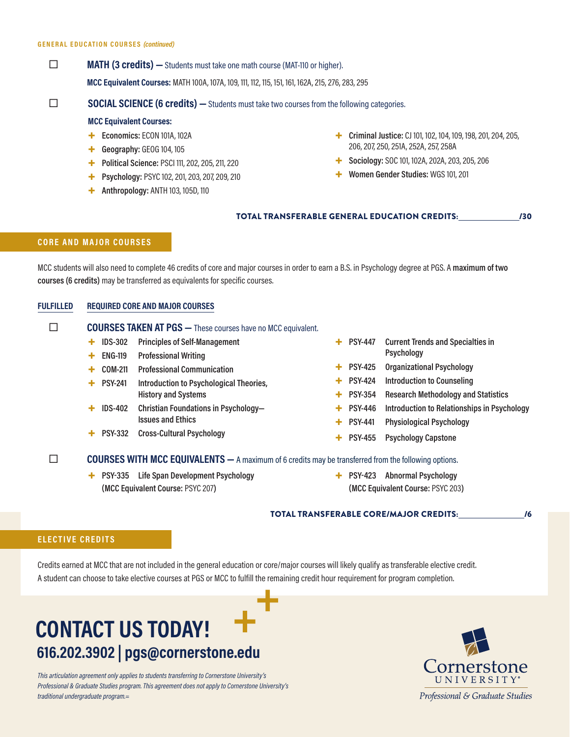GENERAL EDUCATION COURSES *(continued)*

☐ **MATH (3 credits) —** Students must take one math course (MAT-110 or higher).

**MCC Equivalent Courses:** MATH 100A, 107A, 109, 111, 112, 115, 151, 161, 162A, 215, 276, 283, 295

☐ **SOCIAL SCIENCE (6 credits) —** Students must take two courses from the following categories.

**MCC Equivalent Courses:**

- **Economics:** ECON 101A, 102A
- **Geography:** GEOG 104, 105
- **Political Science:** PSCI 111, 202, 205, 211, 220
- **Psychology:** PSYC 102, 201, 203, 207, 209, 210
- **Anthropology:** ANTH 103, 105D, 110
- **Criminal Justice:** CJ 101, 102, 104, 109, 198, 201, 204, 205, 206, 207, 250, 251A, 252A, 257, 258A
- **Sociology:** SOC 101, 102A, 202A, 203, 205, 206
- **Women Gender Studies:** WGS 101, 201

**TOTAL TRANSFERABLE GENERAL EDUCATION CREDITS: ______ /30**

## CORE AND MAJOR COURSES

MCC students will also need to complete 46 credits of core and major courses in order to earn a B.S. in Psychology degree at PGS. A **maximum of two courses (6 credits)** may be transferred as equivalents for specific courses.

**FULFILLED** | **REQUIRED CORE AND MAJOR COURSES**

☐ **COURSES TAKEN AT PGS —** These courses have no MCC equivalent.

- **IDS-302** Principles of Self-Management
- **ENG-119** Professional Writing
- **COM-211** Professional Communication
- **PSY-241** Introduction to Psychological Theories, History and Systems
- **IDS-402** Christian Foundations in Psychology—Issues and Ethics
- **PSY-332** Cross-Cultural Psychology
- **PSY-447** Current Trends and Specialties in Psychology
- **PSY-425** Organizational Psychology
- **PSY-424** Introduction to Counseling
- **PSY-354** Research Methodology and Statistics
- **PSY-446** Introduction to Relationships in Psychology
- **PSY-441** Physiological Psychology
- **PSY-455** Psychology Capstone

☐ **COURSES WITH MCC EQUIVALENTS —** A maximum of 6 credits may be transferred from the following options.

- **PSY-335** Life Span Development Psychology (**MCC Equivalent Course:** PSYC 207)
- **PSY-423** Abnormal Psychology (**MCC Equivalent Course:** PSYC 203)

**TOTAL TRANSFERABLE CORE/MAJOR CREDITS: ______ /6**

## ELECTIVE CREDITS

Credits earned at MCC that are not included in the general education or core/major courses will likely qualify as transferable elective credit. A student can choose to take elective courses at PGS or MCC to fulfill the remaining credit hour requirement for program completion.

# CONTACT US TODAY!

## 616.202.3902 | pgs@cornerstone.edu

*This articulation agreement only applies to students transferring to Cornerstone University's Professional & Graduate Studies program. This agreement does not apply to Cornerstone University's traditional undergraduate program.=*

Cornerstone UNIVERSITY®
*Professional & Graduate Studies*